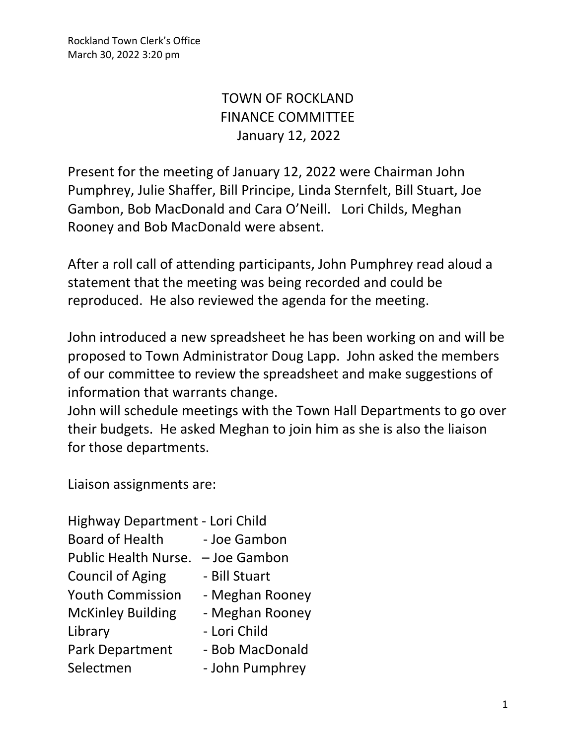Rockland Town Clerk's Office
March 30, 2022 3:20 pm

# TOWN OF ROCKLAND
# FINANCE COMMITTEE
# January 12, 2022

Present for the meeting of January 12, 2022 were Chairman John Pumphrey, Julie Shaffer, Bill Principe, Linda Sternfelt, Bill Stuart, Joe Gambon, Bob MacDonald and Cara O'Neill. Lori Childs, Meghan Rooney and Bob MacDonald were absent.

After a roll call of attending participants, John Pumphrey read aloud a statement that the meeting was being recorded and could be reproduced. He also reviewed the agenda for the meeting.

John introduced a new spreadsheet he has been working on and will be proposed to Town Administrator Doug Lapp. John asked the members of our committee to review the spreadsheet and make suggestions of information that warrants change.
John will schedule meetings with the Town Hall Departments to go over their budgets. He asked Meghan to join him as she is also the liaison for those departments.

Liaison assignments are:

Highway Department - Lori Child
Board of Health - Joe Gambon
Public Health Nurse. – Joe Gambon
Council of Aging - Bill Stuart
Youth Commission - Meghan Rooney
McKinley Building - Meghan Rooney
Library - Lori Child
Park Department - Bob MacDonald
Selectmen - John Pumphrey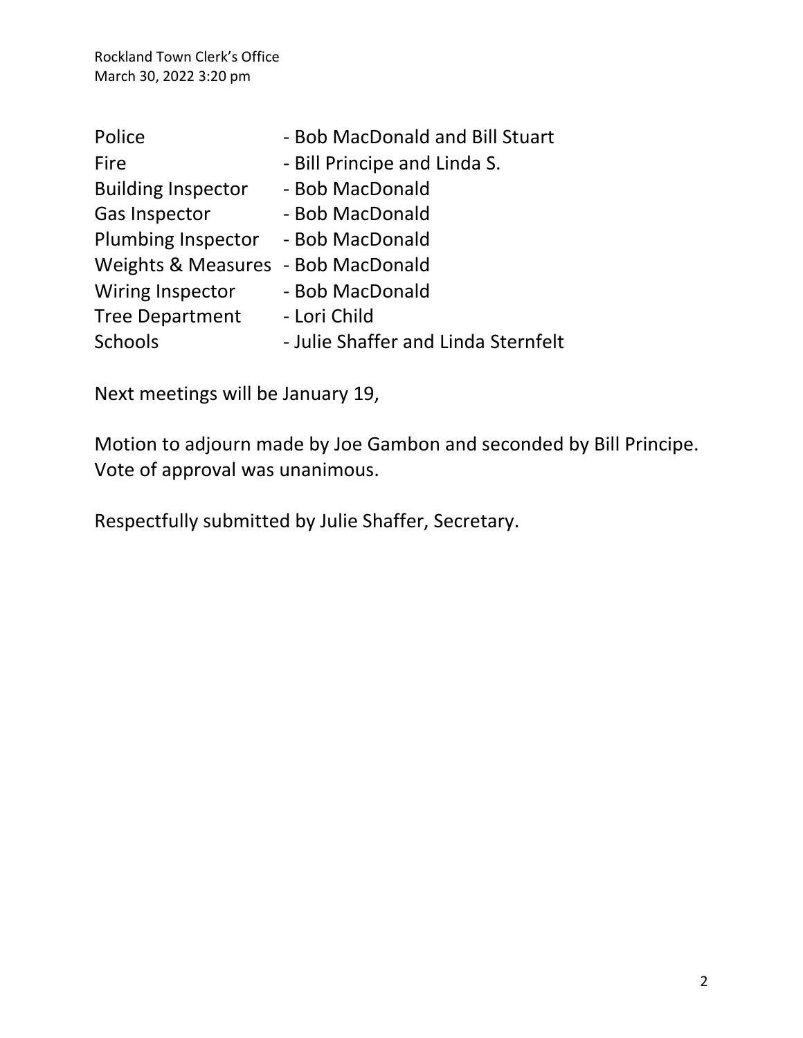| | |
|---|---|
| Police | - Bob MacDonald and Bill Stuart |
| Fire | - Bill Principe and Linda S. |
| Building Inspector | - Bob MacDonald |
| Gas Inspector | - Bob MacDonald |
| Plumbing Inspector | - Bob MacDonald |
| Weights & Measures | - Bob MacDonald |
| Wiring Inspector | - Bob MacDonald |
| Tree Department | - Lori Child |
| Schools | - Julie Shaffer and Linda Sternfelt |

Next meetings will be January 19,

Motion to adjourn made by Joe Gambon and seconded by Bill Principe. Vote of approval was unanimous.

Respectfully submitted by Julie Shaffer, Secretary.